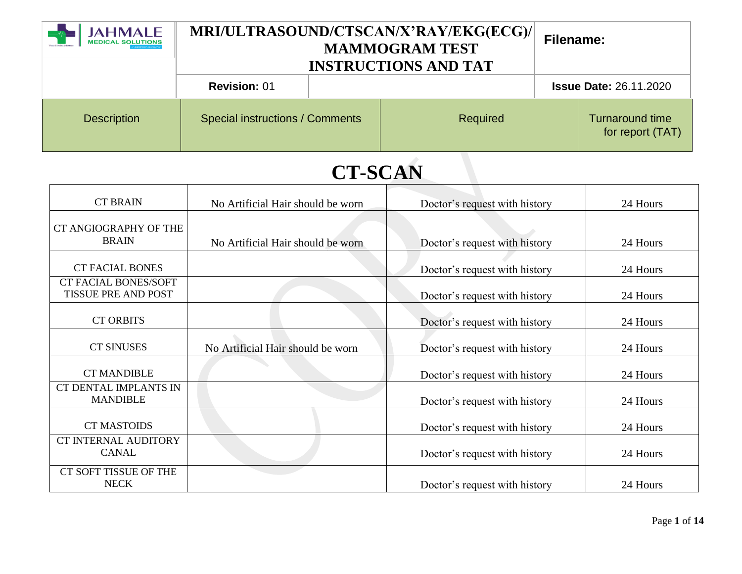| JAHMALE MEDICAL SOLUTIONS | MRI/ULTRASOUND/CTSCAN/X'RAY/EKG(ECG)/ MAMMOGRAM TEST INSTRUCTIONS AND TAT | | Filename: |
|---|---|---|---|
| | **Revision:** 01 | | **Issue Date:** 26.11.2020 |

# CT-SCAN

| Description | Special instructions / Comments | Required | Turnaround time for report (TAT) |
|---|---|---|---|
| CT BRAIN | No Artificial Hair should be worn | Doctor's request with history | 24 Hours |
| CT ANGIOGRAPHY OF THE BRAIN | No Artificial Hair should be worn | Doctor's request with history | 24 Hours |
| CT FACIAL BONES | | Doctor's request with history | 24 Hours |
| CT FACIAL BONES/SOFT TISSUE PRE AND POST | | Doctor's request with history | 24 Hours |
| CT ORBITS | | Doctor's request with history | 24 Hours |
| CT SINUSES | No Artificial Hair should be worn | Doctor's request with history | 24 Hours |
| CT MANDIBLE | | Doctor's request with history | 24 Hours |
| CT DENTAL IMPLANTS IN MANDIBLE | | Doctor's request with history | 24 Hours |
| CT MASTOIDS | | Doctor's request with history | 24 Hours |
| CT INTERNAL AUDITORY CANAL | | Doctor's request with history | 24 Hours |
| CT SOFT TISSUE OF THE NECK | | Doctor's request with history | 24 Hours |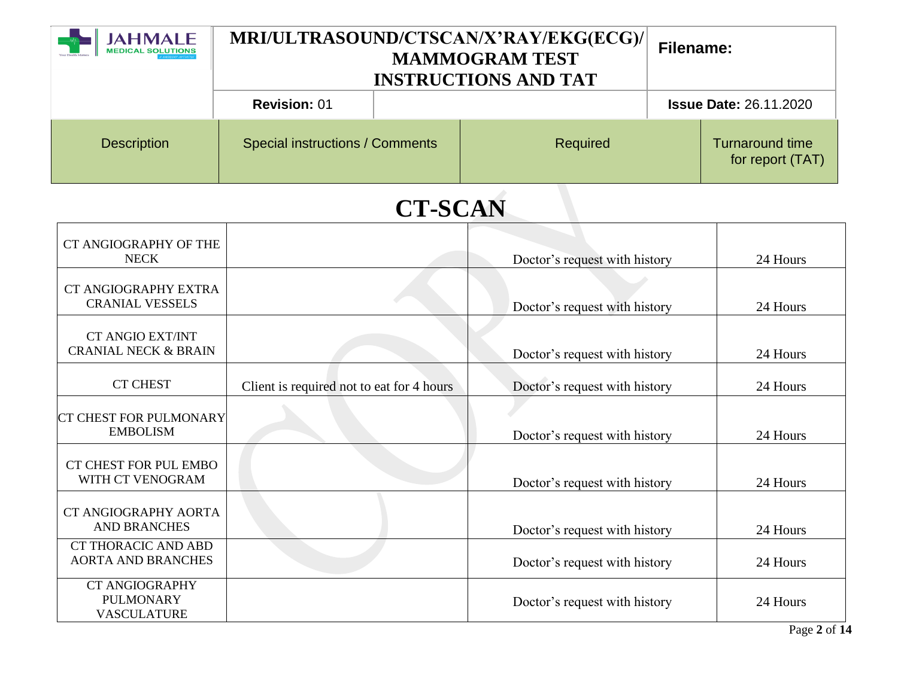| Description | Special instructions / Comments | Required | Turnaround time for report (TAT) |
|---|---|---|---|

# CT-SCAN

| Description | Special instructions / Comments | Required | Turnaround time for report (TAT) |
|---|---|---|---|
| CT ANGIOGRAPHY OF THE NECK | | Doctor's request with history | 24 Hours |
| CT ANGIOGRAPHY EXTRA CRANIAL VESSELS | | Doctor's request with history | 24 Hours |
| CT ANGIO EXT/INT CRANIAL NECK & BRAIN | | Doctor's request with history | 24 Hours |
| CT CHEST | Client is required not to eat for 4 hours | Doctor's request with history | 24 Hours |
| CT CHEST FOR PULMONARY EMBOLISM | | Doctor's request with history | 24 Hours |
| CT CHEST FOR PUL EMBO WITH CT VENOGRAM | | Doctor's request with history | 24 Hours |
| CT ANGIOGRAPHY AORTA AND BRANCHES | | Doctor's request with history | 24 Hours |
| CT THORACIC AND ABD AORTA AND BRANCHES | | Doctor's request with history | 24 Hours |
| CT ANGIOGRAPHY PULMONARY VASCULATURE | | Doctor's request with history | 24 Hours |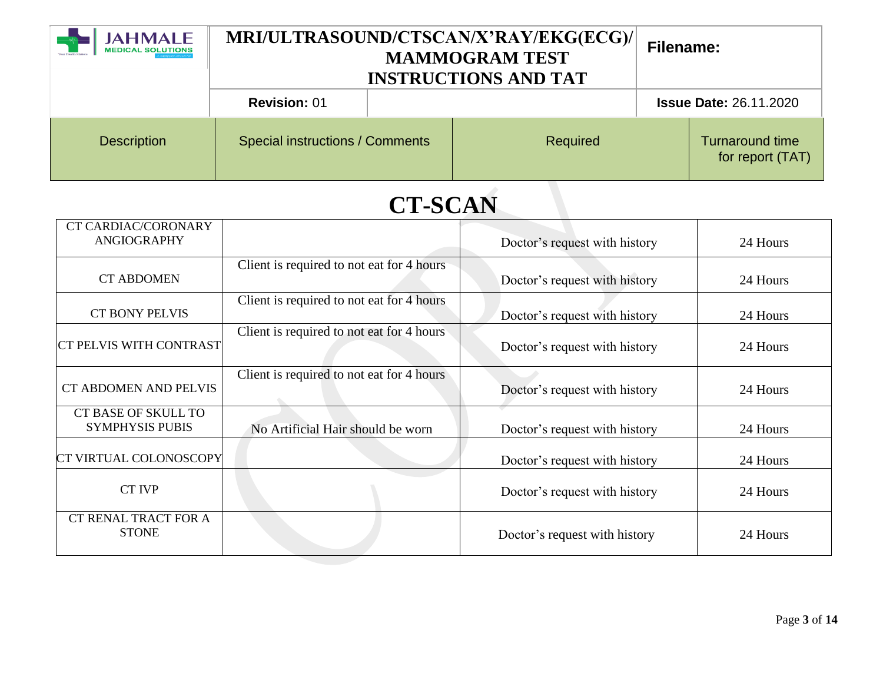| Description | Special instructions / Comments | Required | Turnaround time for report (TAT) |
|---|---|---|---|

# CT-SCAN

| Description | Special instructions / Comments | Required | Turnaround time for report (TAT) |
|---|---|---|---|
| CT CARDIAC/CORONARY ANGIOGRAPHY | | Doctor's request with history | 24 Hours |
| CT ABDOMEN | Client is required to not eat for 4 hours | Doctor's request with history | 24 Hours |
| CT BONY PELVIS | Client is required to not eat for 4 hours | Doctor's request with history | 24 Hours |
| CT PELVIS WITH CONTRAST | Client is required to not eat for 4 hours | Doctor's request with history | 24 Hours |
| CT ABDOMEN AND PELVIS | Client is required to not eat for 4 hours | Doctor's request with history | 24 Hours |
| CT BASE OF SKULL TO SYMPHYSIS PUBIS | No Artificial Hair should be worn | Doctor's request with history | 24 Hours |
| CT VIRTUAL COLONOSCOPY | | Doctor's request with history | 24 Hours |
| CT IVP | | Doctor's request with history | 24 Hours |
| CT RENAL TRACT FOR A STONE | | Doctor's request with history | 24 Hours |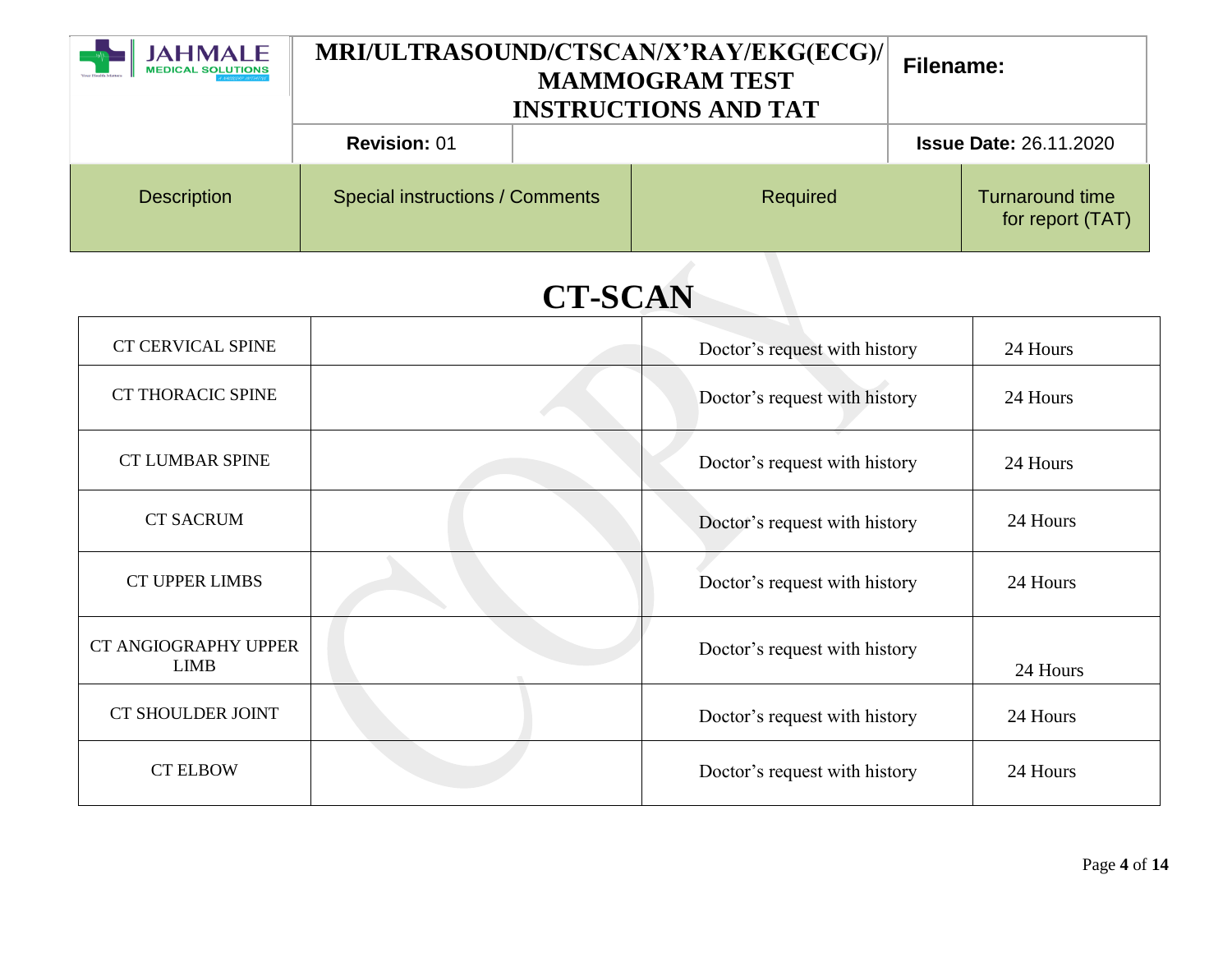| Description | Special instructions / Comments | Required | Turnaround time for report (TAT) |
|---|---|---|---|

# CT-SCAN

| Description | Special instructions / Comments | Required | Turnaround time for report (TAT) |
|---|---|---|---|
| CT CERVICAL SPINE | | Doctor's request with history | 24 Hours |
| CT THORACIC SPINE | | Doctor's request with history | 24 Hours |
| CT LUMBAR SPINE | | Doctor's request with history | 24 Hours |
| CT SACRUM | | Doctor's request with history | 24 Hours |
| CT UPPER LIMBS | | Doctor's request with history | 24 Hours |
| CT ANGIOGRAPHY UPPER LIMB | | Doctor's request with history | 24 Hours |
| CT SHOULDER JOINT | | Doctor's request with history | 24 Hours |
| CT ELBOW | | Doctor's request with history | 24 Hours |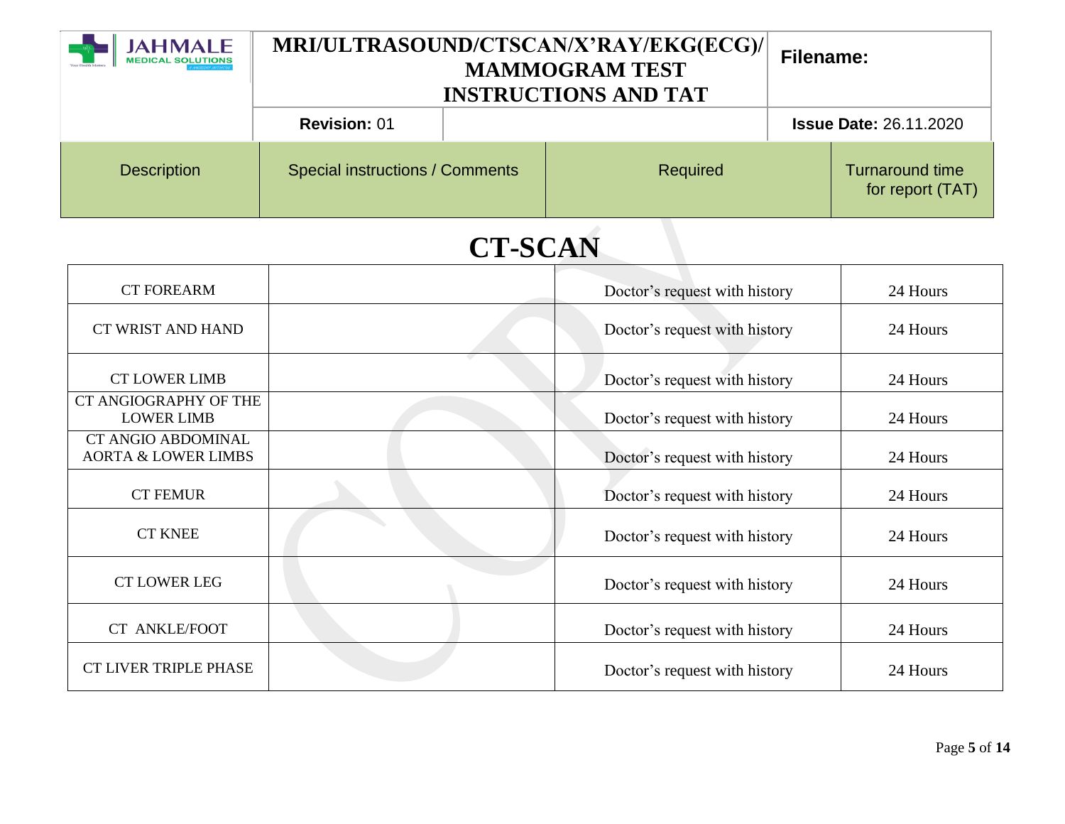| Description | Special instructions / Comments | Required | Turnaround time for report (TAT) |
|---|---|---|---|

## CT-SCAN

| Description | Special instructions / Comments | Required | Turnaround time for report (TAT) |
|---|---|---|---|
| CT FOREARM | | Doctor's request with history | 24 Hours |
| CT WRIST AND HAND | | Doctor's request with history | 24 Hours |
| CT LOWER LIMB | | Doctor's request with history | 24 Hours |
| CT ANGIOGRAPHY OF THE LOWER LIMB | | Doctor's request with history | 24 Hours |
| CT ANGIO ABDOMINAL AORTA & LOWER LIMBS | | Doctor's request with history | 24 Hours |
| CT FEMUR | | Doctor's request with history | 24 Hours |
| CT KNEE | | Doctor's request with history | 24 Hours |
| CT LOWER LEG | | Doctor's request with history | 24 Hours |
| CT ANKLE/FOOT | | Doctor's request with history | 24 Hours |
| CT LIVER TRIPLE PHASE | | Doctor's request with history | 24 Hours |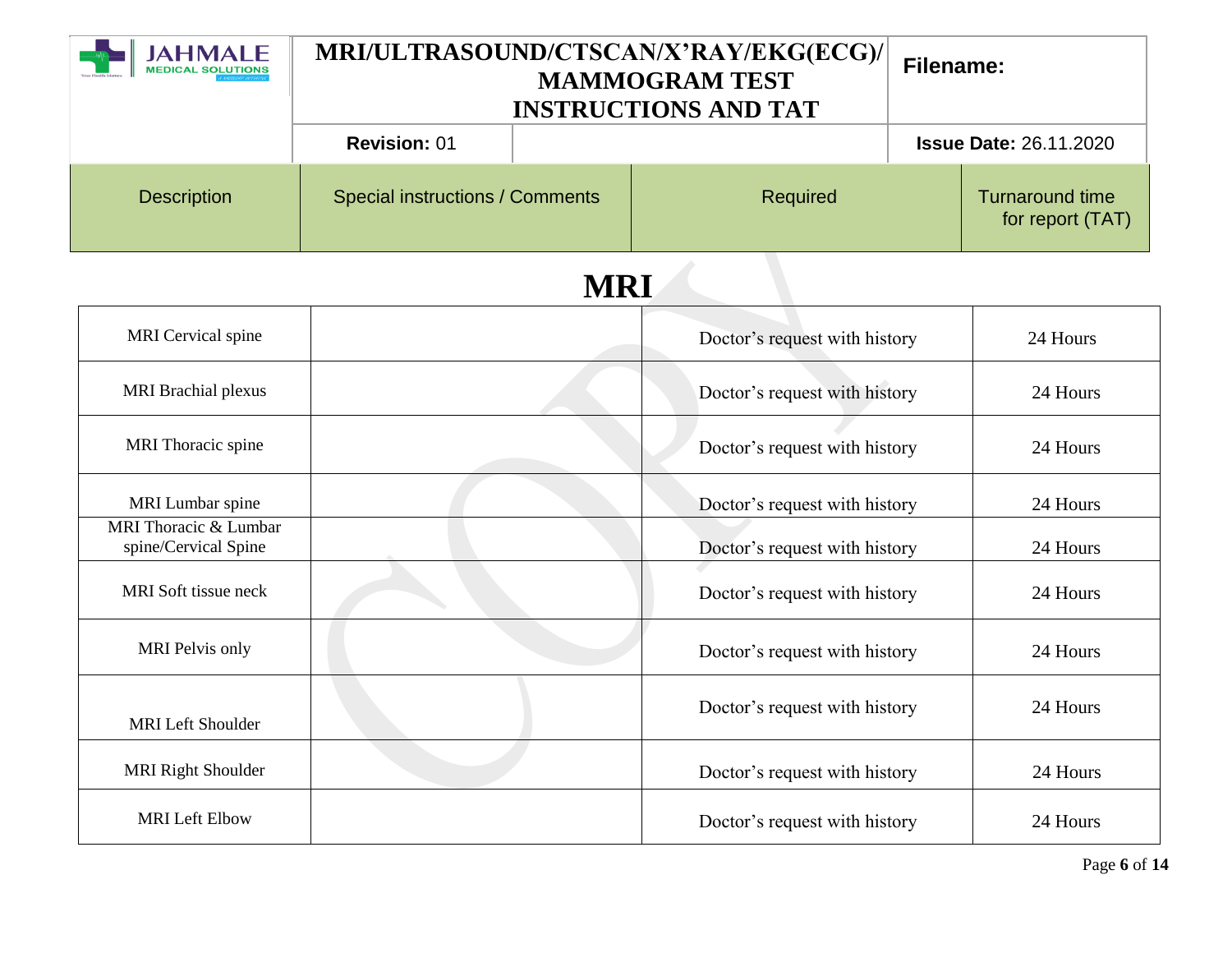| Description | Special instructions / Comments | Required | Turnaround time for report (TAT) |
|---|---|---|---|

# MRI

| Description | Special instructions / Comments | Required | Turnaround time for report (TAT) |
|---|---|---|---|
| MRI Cervical spine | | Doctor's request with history | 24 Hours |
| MRI Brachial plexus | | Doctor's request with history | 24 Hours |
| MRI Thoracic spine | | Doctor's request with history | 24 Hours |
| MRI Lumbar spine | | Doctor's request with history | 24 Hours |
| MRI Thoracic & Lumbar spine/Cervical Spine | | Doctor's request with history | 24 Hours |
| MRI Soft tissue neck | | Doctor's request with history | 24 Hours |
| MRI Pelvis only | | Doctor's request with history | 24 Hours |
| MRI Left Shoulder | | Doctor's request with history | 24 Hours |
| MRI Right Shoulder | | Doctor's request with history | 24 Hours |
| MRI Left Elbow | | Doctor's request with history | 24 Hours |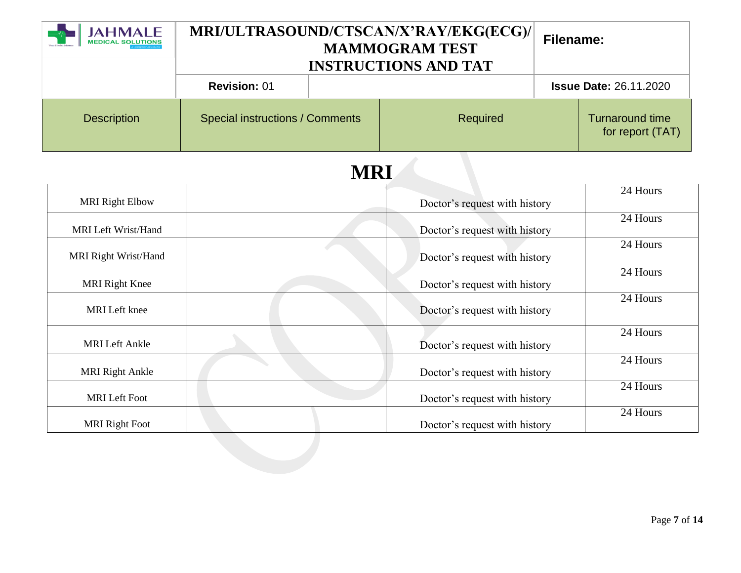| Description | Special instructions / Comments | Required | Turnaround time for report (TAT) |
|---|---|---|---|

# MRI

| Description | Special instructions / Comments | Required | Turnaround time for report (TAT) |
|---|---|---|---|
| MRI Right Elbow | | Doctor's request with history | 24 Hours |
| MRI Left Wrist/Hand | | Doctor's request with history | 24 Hours |
| MRI Right Wrist/Hand | | Doctor's request with history | 24 Hours |
| MRI Right Knee | | Doctor's request with history | 24 Hours |
| MRI Left knee | | Doctor's request with history | 24 Hours |
| MRI Left Ankle | | Doctor's request with history | 24 Hours |
| MRI Right Ankle | | Doctor's request with history | 24 Hours |
| MRI Left Foot | | Doctor's request with history | 24 Hours |
| MRI Right Foot | | Doctor's request with history | 24 Hours |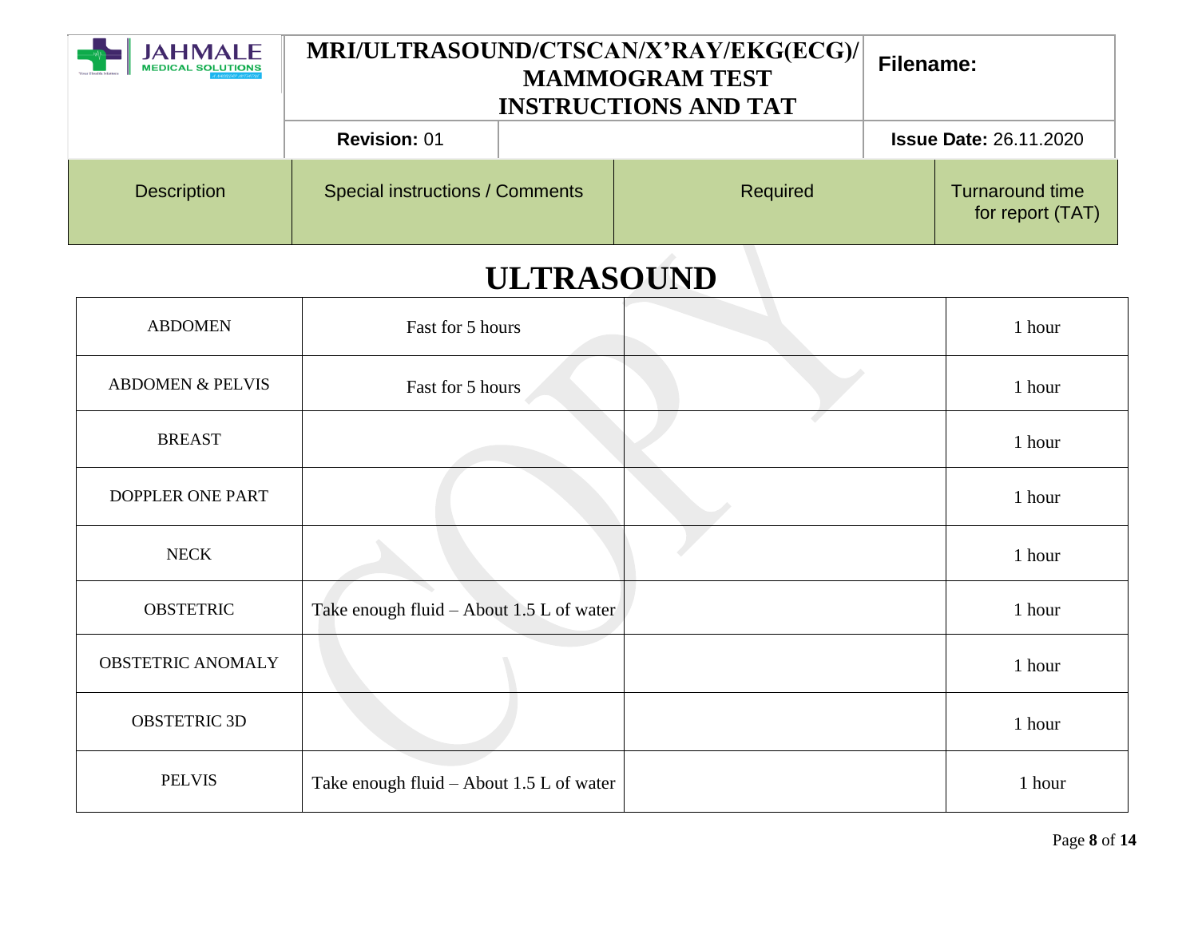| MRI/ULTRASOUND/CTSCAN/X'RAY/EKG(ECG)/ MAMMOGRAM TEST INSTRUCTIONS AND TAT | Filename: |
|---|---|
| Revision: 01 | Issue Date: 26.11.2020 |

## ULTRASOUND

| Description | Special instructions / Comments | Required | Turnaround time for report (TAT) |
|---|---|---|---|
| ABDOMEN | Fast for 5 hours | | 1 hour |
| ABDOMEN & PELVIS | Fast for 5 hours | | 1 hour |
| BREAST | | | 1 hour |
| DOPPLER ONE PART | | | 1 hour |
| NECK | | | 1 hour |
| OBSTETRIC | Take enough fluid – About 1.5 L of water | | 1 hour |
| OBSTETRIC ANOMALY | | | 1 hour |
| OBSTETRIC 3D | | | 1 hour |
| PELVIS | Take enough fluid – About 1.5 L of water | | 1 hour |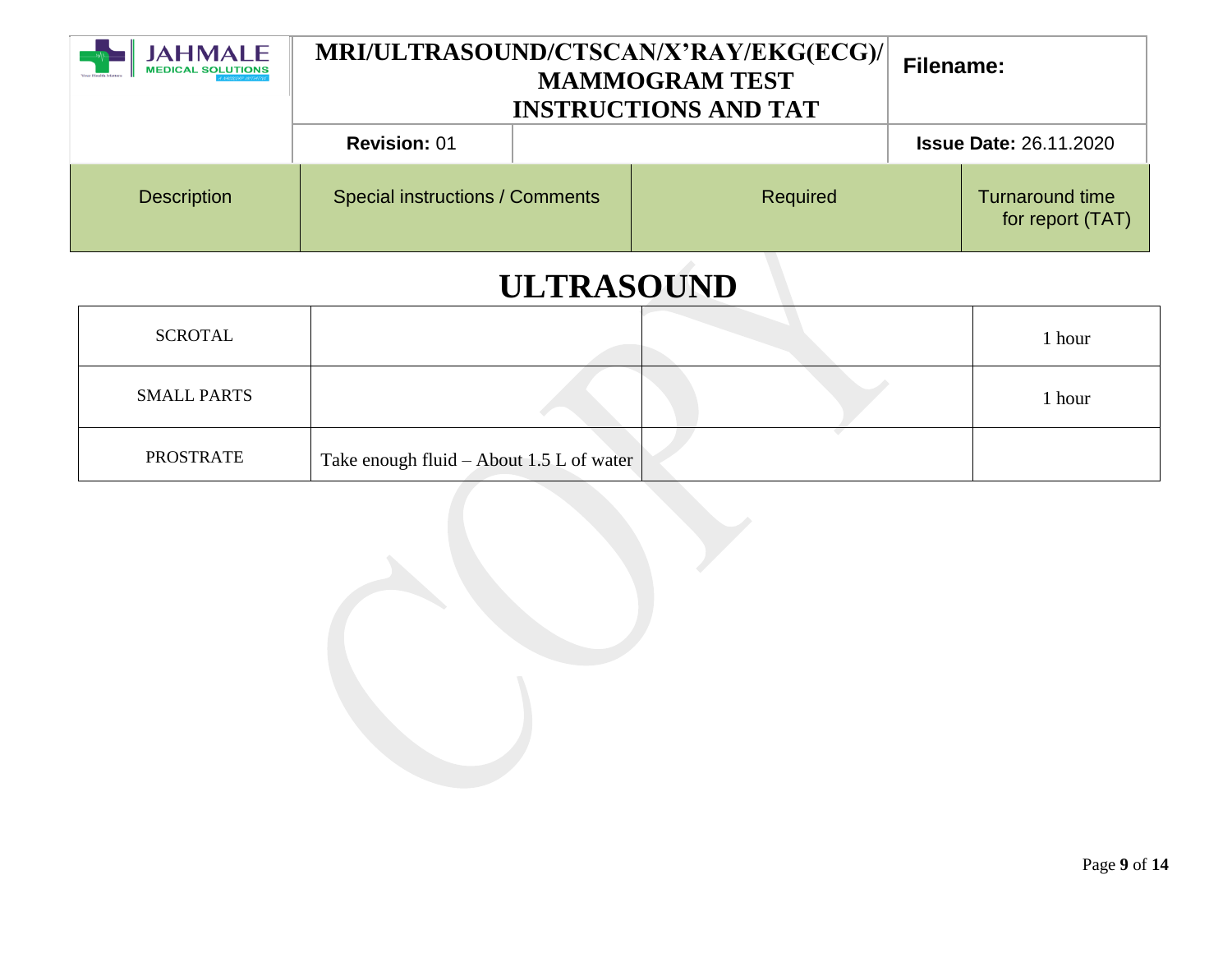| Description | Special instructions / Comments | Required | Turnaround time for report (TAT) |
|---|---|---|---|

# ULTRASOUND

| Description | Special instructions / Comments | Required | Turnaround time for report (TAT) |
|---|---|---|---|
| SCROTAL | | | 1 hour |
| SMALL PARTS | | | 1 hour |
| PROSTRATE | Take enough fluid – About 1.5 L of water | | |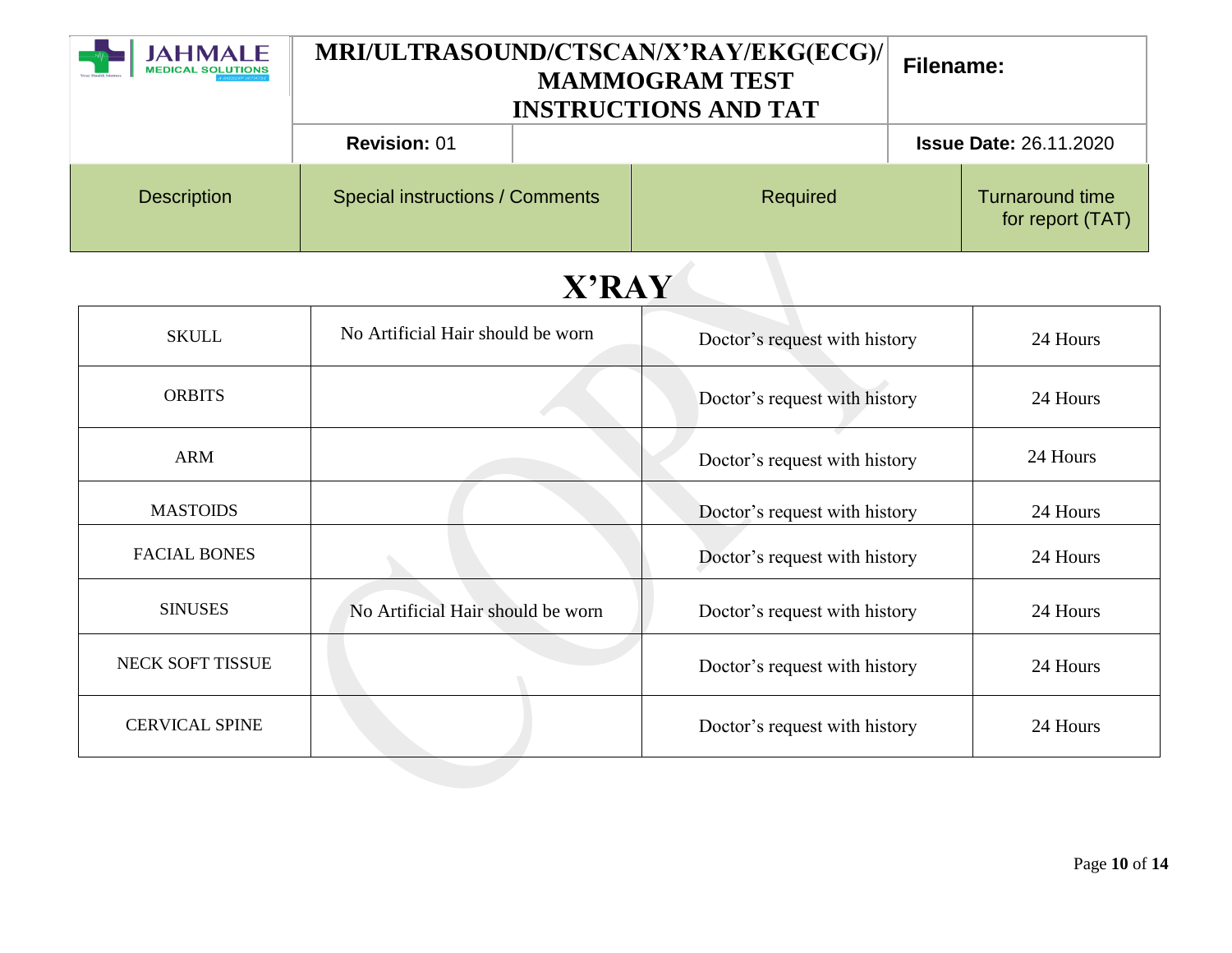| JAHMALE MEDICAL SOLUTIONS | MRI/ULTRASOUND/CTSCAN/X'RAY/EKG(ECG)/ MAMMOGRAM TEST INSTRUCTIONS AND TAT | | Filename: |
| --- | --- | --- | --- |
| | **Revision:** 01 | | **Issue Date:** 26.11.2020 |

| Description | Special instructions / Comments | Required | Turnaround time for report (TAT) |
| --- | --- | --- | --- |

# X'RAY

| Description | Special instructions / Comments | Required | Turnaround time for report (TAT) |
| --- | --- | --- | --- |
| SKULL | No Artificial Hair should be worn | Doctor's request with history | 24 Hours |
| ORBITS | | Doctor's request with history | 24 Hours |
| ARM | | Doctor's request with history | 24 Hours |
| MASTOIDS | | Doctor's request with history | 24 Hours |
| FACIAL BONES | | Doctor's request with history | 24 Hours |
| SINUSES | No Artificial Hair should be worn | Doctor's request with history | 24 Hours |
| NECK SOFT TISSUE | | Doctor's request with history | 24 Hours |
| CERVICAL SPINE | | Doctor's request with history | 24 Hours |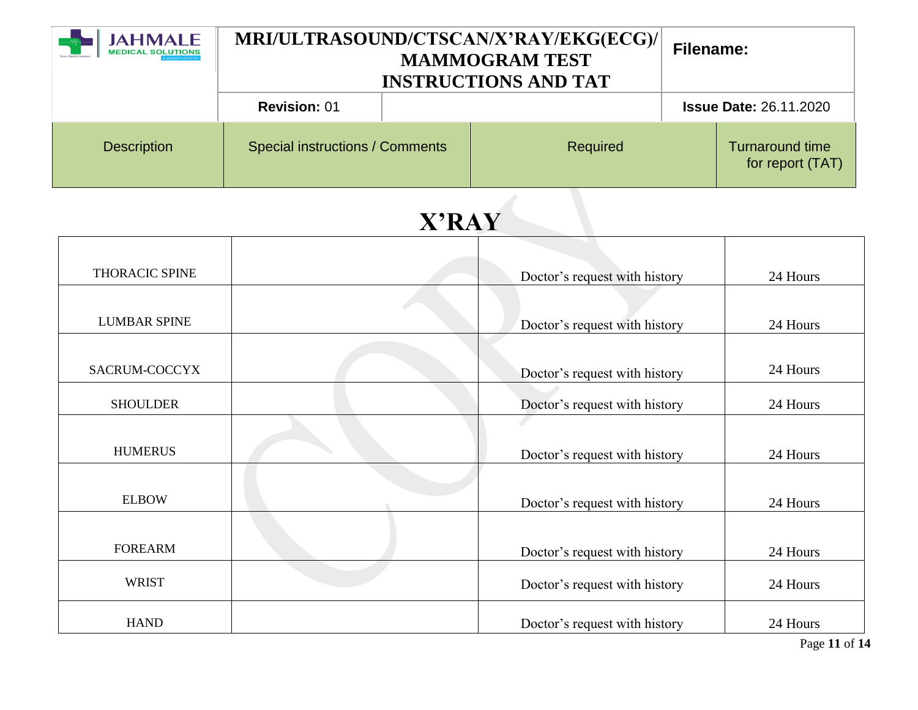| Description | Special instructions / Comments | Required | Turnaround time for report (TAT) |
|---|---|---|---|

# X'RAY

| | | | |
|---|---|---|---|
| THORACIC SPINE | | Doctor's request with history | 24 Hours |
| LUMBAR SPINE | | Doctor's request with history | 24 Hours |
| SACRUM-COCCYX | | Doctor's request with history | 24 Hours |
| SHOULDER | | Doctor's request with history | 24 Hours |
| HUMERUS | | Doctor's request with history | 24 Hours |
| ELBOW | | Doctor's request with history | 24 Hours |
| FOREARM | | Doctor's request with history | 24 Hours |
| WRIST | | Doctor's request with history | 24 Hours |
| HAND | | Doctor's request with history | 24 Hours |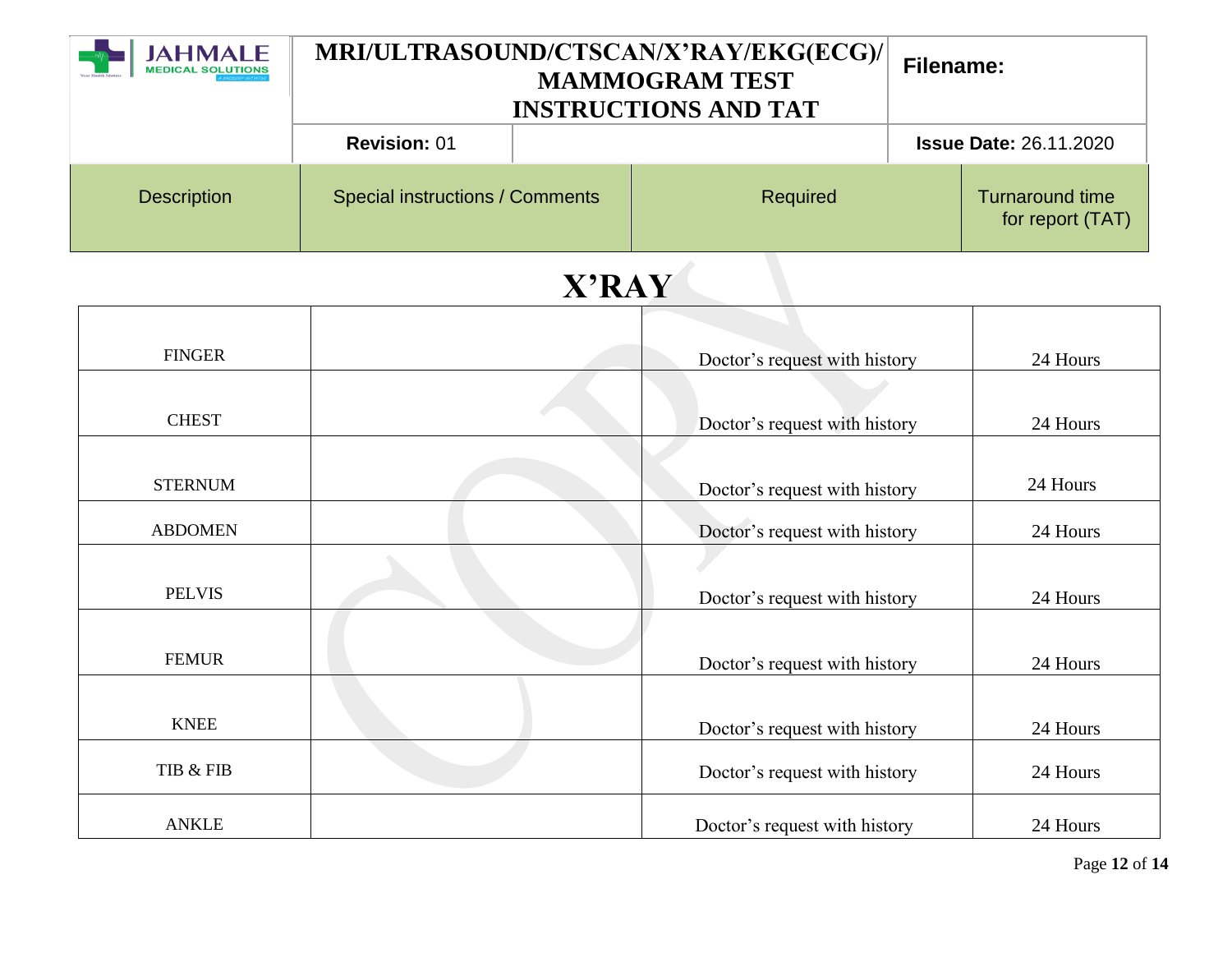| Description | Special instructions / Comments | Required | Turnaround time for report (TAT) |
|---|---|---|---|

## X'RAY

| Description | Special instructions / Comments | Required | Turnaround time for report (TAT) |
|---|---|---|---|
| FINGER | | Doctor's request with history | 24 Hours |
| CHEST | | Doctor's request with history | 24 Hours |
| STERNUM | | Doctor's request with history | 24 Hours |
| ABDOMEN | | Doctor's request with history | 24 Hours |
| PELVIS | | Doctor's request with history | 24 Hours |
| FEMUR | | Doctor's request with history | 24 Hours |
| KNEE | | Doctor's request with history | 24 Hours |
| TIB & FIB | | Doctor's request with history | 24 Hours |
| ANKLE | | Doctor's request with history | 24 Hours |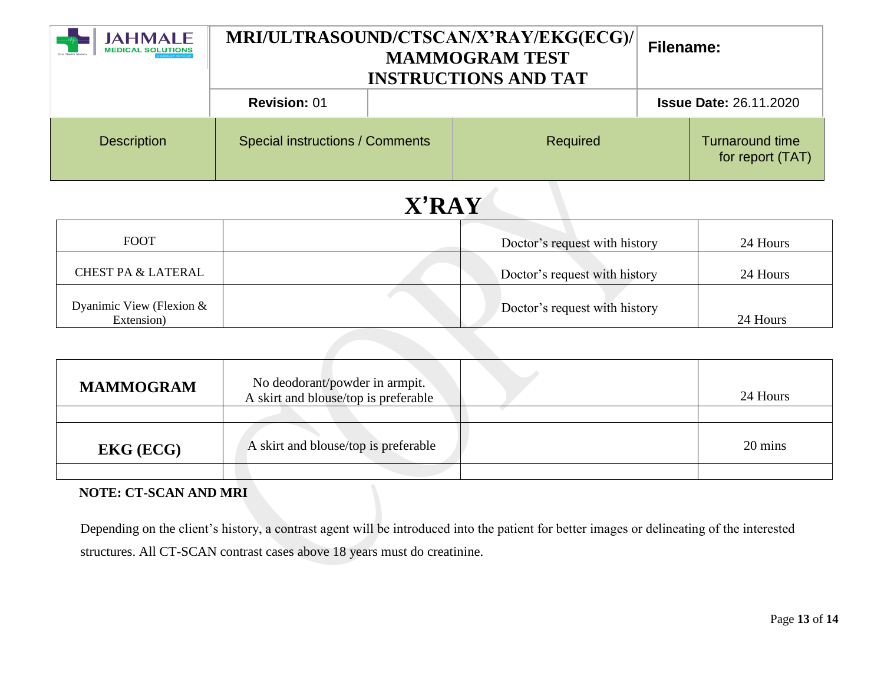| Description | Special instructions / Comments | Required | Turnaround time for report (TAT) |
|---|---|---|---|

# X'RAY

| | | | |
|---|---|---|---|
| FOOT | | Doctor's request with history | 24 Hours |
| CHEST PA & LATERAL | | Doctor's request with history | 24 Hours |
| Dyanimic View (Flexion & Extension) | | Doctor's request with history | 24 Hours |

| | | | |
|---|---|---|---|
| **MAMMOGRAM** | No deodorant/powder in armpit. A skirt and blouse/top is preferable | | 24 Hours |
| | | | |
| **EKG (ECG)** | A skirt and blouse/top is preferable | | 20 mins |
| | | | |

**NOTE: CT-SCAN AND MRI**

Depending on the client's history, a contrast agent will be introduced into the patient for better images or delineating of the interested structures. All CT-SCAN contrast cases above 18 years must do creatinine.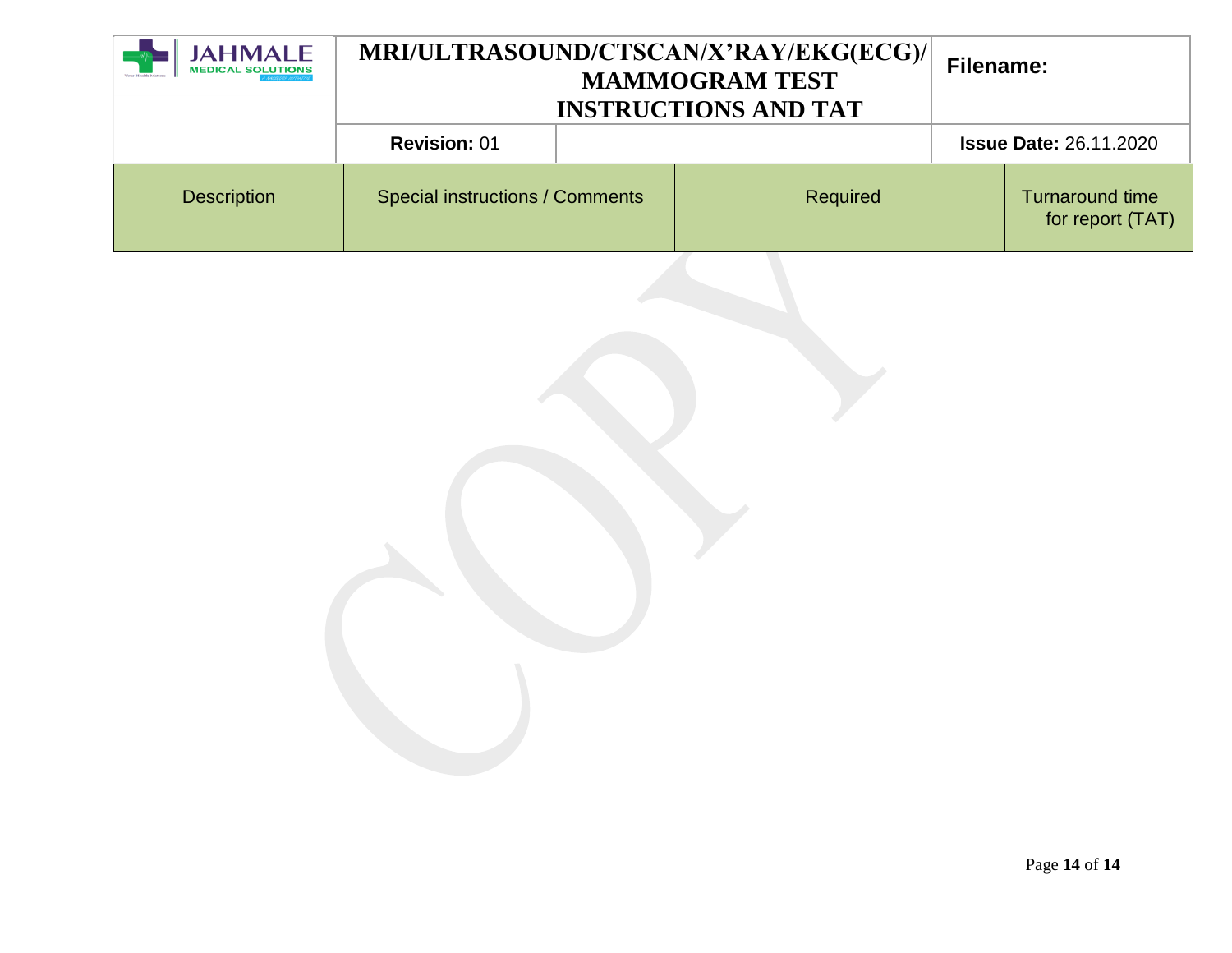| Description | Special instructions / Comments | Required | Turnaround time for report (TAT) |
| --- | --- | --- | --- |